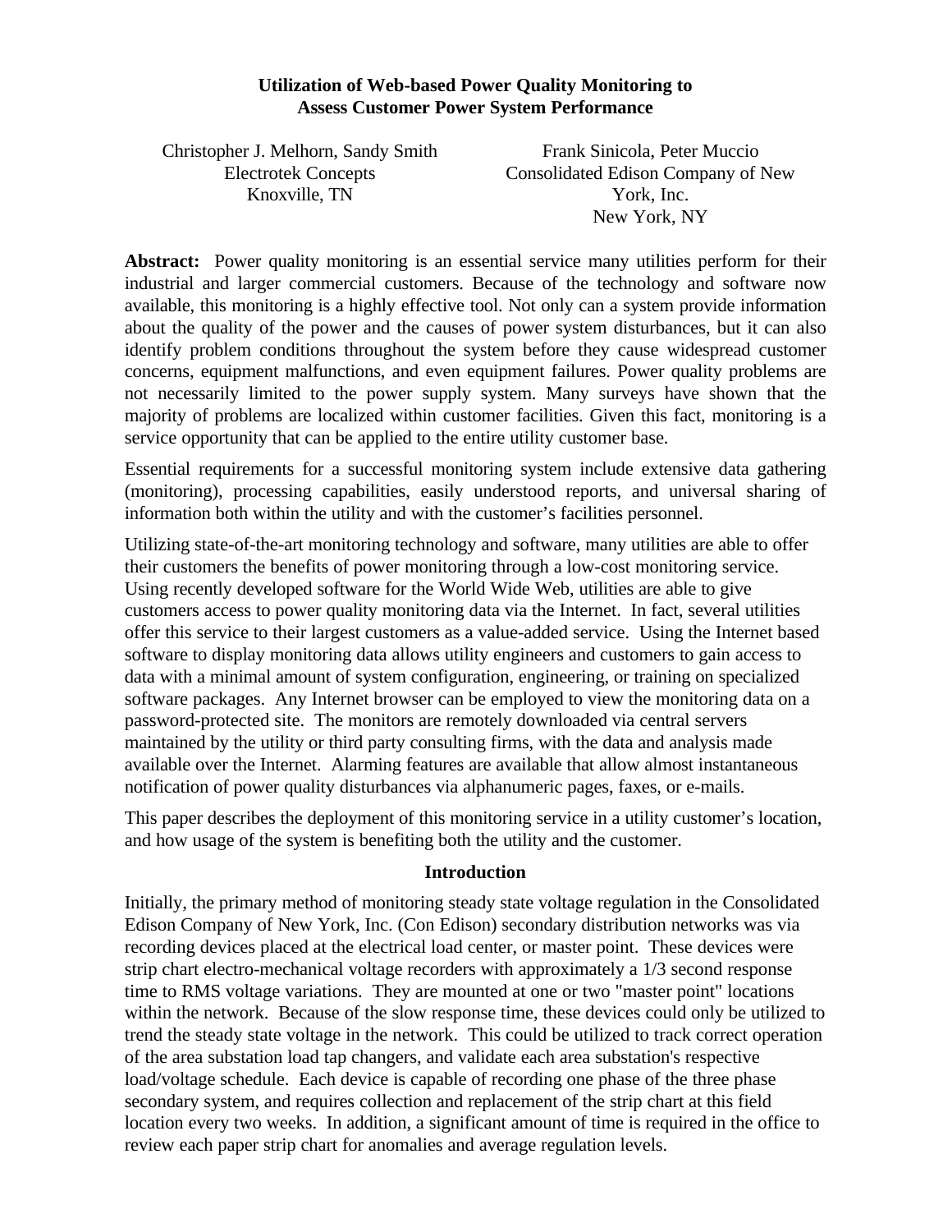# Utilization of Web-based Power Quality Monitoring to Assess Customer Power System Performance

Christopher J. Melhorn, Sandy Smith
Electrotek Concepts
Knoxville, TN

Frank Sinicola, Peter Muccio
Consolidated Edison Company of New York, Inc.
New York, NY

**Abstract:** Power quality monitoring is an essential service many utilities perform for their industrial and larger commercial customers. Because of the technology and software now available, this monitoring is a highly effective tool. Not only can a system provide information about the quality of the power and the causes of power system disturbances, but it can also identify problem conditions throughout the system before they cause widespread customer concerns, equipment malfunctions, and even equipment failures. Power quality problems are not necessarily limited to the power supply system. Many surveys have shown that the majority of problems are localized within customer facilities. Given this fact, monitoring is a service opportunity that can be applied to the entire utility customer base.

Essential requirements for a successful monitoring system include extensive data gathering (monitoring), processing capabilities, easily understood reports, and universal sharing of information both within the utility and with the customer's facilities personnel.

Utilizing state-of-the-art monitoring technology and software, many utilities are able to offer their customers the benefits of power monitoring through a low-cost monitoring service. Using recently developed software for the World Wide Web, utilities are able to give customers access to power quality monitoring data via the Internet. In fact, several utilities offer this service to their largest customers as a value-added service. Using the Internet based software to display monitoring data allows utility engineers and customers to gain access to data with a minimal amount of system configuration, engineering, or training on specialized software packages. Any Internet browser can be employed to view the monitoring data on a password-protected site. The monitors are remotely downloaded via central servers maintained by the utility or third party consulting firms, with the data and analysis made available over the Internet. Alarming features are available that allow almost instantaneous notification of power quality disturbances via alphanumeric pages, faxes, or e-mails.

This paper describes the deployment of this monitoring service in a utility customer's location, and how usage of the system is benefiting both the utility and the customer.

## Introduction

Initially, the primary method of monitoring steady state voltage regulation in the Consolidated Edison Company of New York, Inc. (Con Edison) secondary distribution networks was via recording devices placed at the electrical load center, or master point. These devices were strip chart electro-mechanical voltage recorders with approximately a 1/3 second response time to RMS voltage variations. They are mounted at one or two "master point" locations within the network. Because of the slow response time, these devices could only be utilized to trend the steady state voltage in the network. This could be utilized to track correct operation of the area substation load tap changers, and validate each area substation's respective load/voltage schedule. Each device is capable of recording one phase of the three phase secondary system, and requires collection and replacement of the strip chart at this field location every two weeks. In addition, a significant amount of time is required in the office to review each paper strip chart for anomalies and average regulation levels.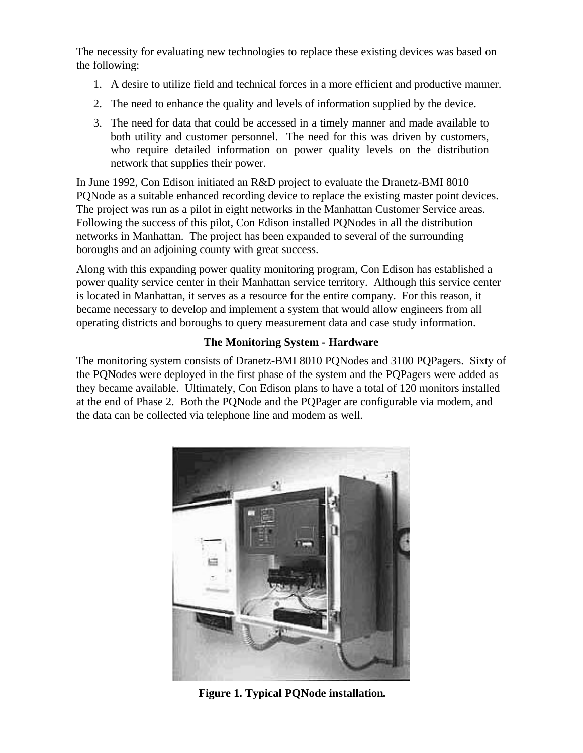The necessity for evaluating new technologies to replace these existing devices was based on the following:

1. A desire to utilize field and technical forces in a more efficient and productive manner.
2. The need to enhance the quality and levels of information supplied by the device.
3. The need for data that could be accessed in a timely manner and made available to both utility and customer personnel. The need for this was driven by customers, who require detailed information on power quality levels on the distribution network that supplies their power.

In June 1992, Con Edison initiated an R&D project to evaluate the Dranetz-BMI 8010 PQNode as a suitable enhanced recording device to replace the existing master point devices. The project was run as a pilot in eight networks in the Manhattan Customer Service areas. Following the success of this pilot, Con Edison installed PQNodes in all the distribution networks in Manhattan. The project has been expanded to several of the surrounding boroughs and an adjoining county with great success.

Along with this expanding power quality monitoring program, Con Edison has established a power quality service center in their Manhattan service territory. Although this service center is located in Manhattan, it serves as a resource for the entire company. For this reason, it became necessary to develop and implement a system that would allow engineers from all operating districts and boroughs to query measurement data and case study information.

## The Monitoring System - Hardware

The monitoring system consists of Dranetz-BMI 8010 PQNodes and 3100 PQPagers. Sixty of the PQNodes were deployed in the first phase of the system and the PQPagers were added as they became available. Ultimately, Con Edison plans to have a total of 120 monitors installed at the end of Phase 2. Both the PQNode and the PQPager are configurable via modem, and the data can be collected via telephone line and modem as well.

**Figure 1. Typical PQNode installation.**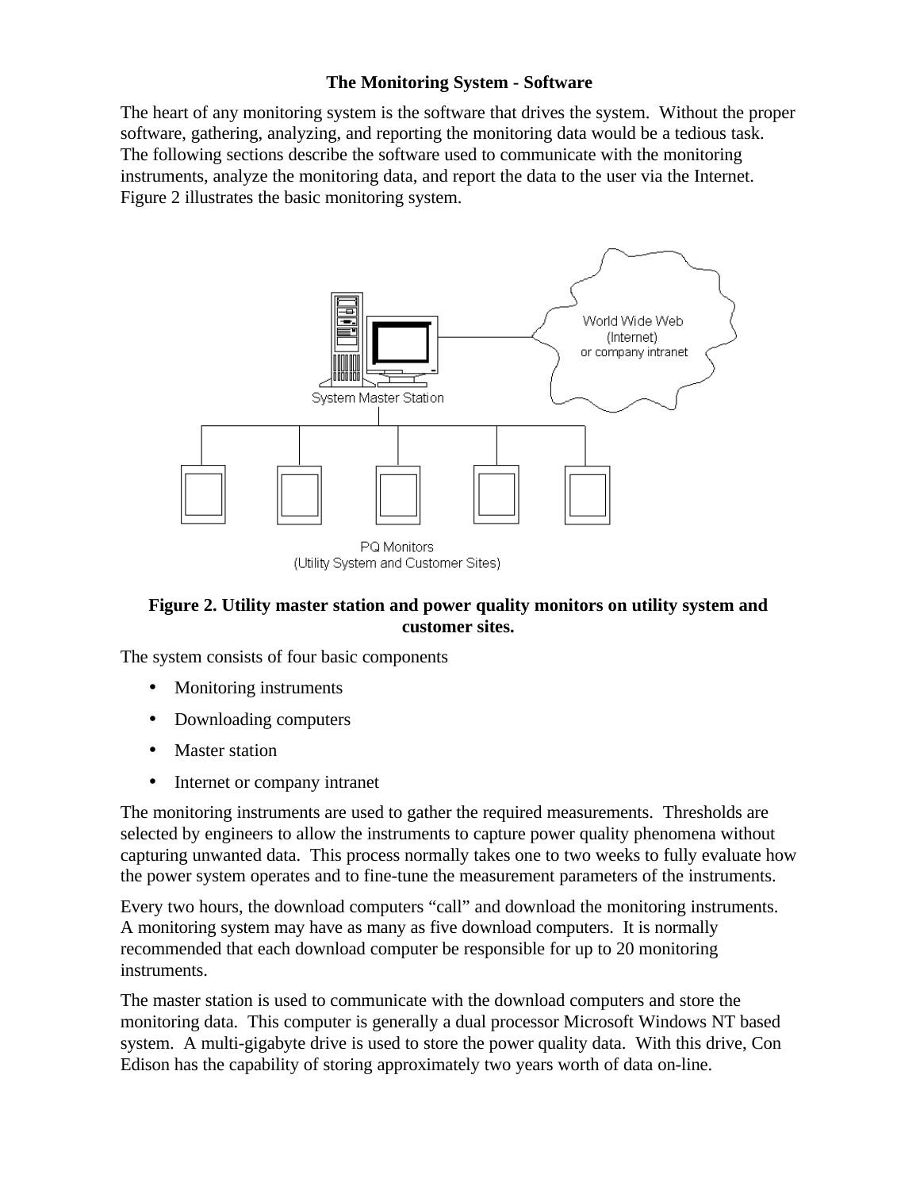### The Monitoring System - Software

The heart of any monitoring system is the software that drives the system. Without the proper software, gathering, analyzing, and reporting the monitoring data would be a tedious task. The following sections describe the software used to communicate with the monitoring instruments, analyze the monitoring data, and report the data to the user via the Internet. Figure 2 illustrates the basic monitoring system.

**Figure 2. Utility master station and power quality monitors on utility system and customer sites.**

The system consists of four basic components

- Monitoring instruments
- Downloading computers
- Master station
- Internet or company intranet

The monitoring instruments are used to gather the required measurements. Thresholds are selected by engineers to allow the instruments to capture power quality phenomena without capturing unwanted data. This process normally takes one to two weeks to fully evaluate how the power system operates and to fine-tune the measurement parameters of the instruments.

Every two hours, the download computers "call" and download the monitoring instruments. A monitoring system may have as many as five download computers. It is normally recommended that each download computer be responsible for up to 20 monitoring instruments.

The master station is used to communicate with the download computers and store the monitoring data. This computer is generally a dual processor Microsoft Windows NT based system. A multi-gigabyte drive is used to store the power quality data. With this drive, Con Edison has the capability of storing approximately two years worth of data on-line.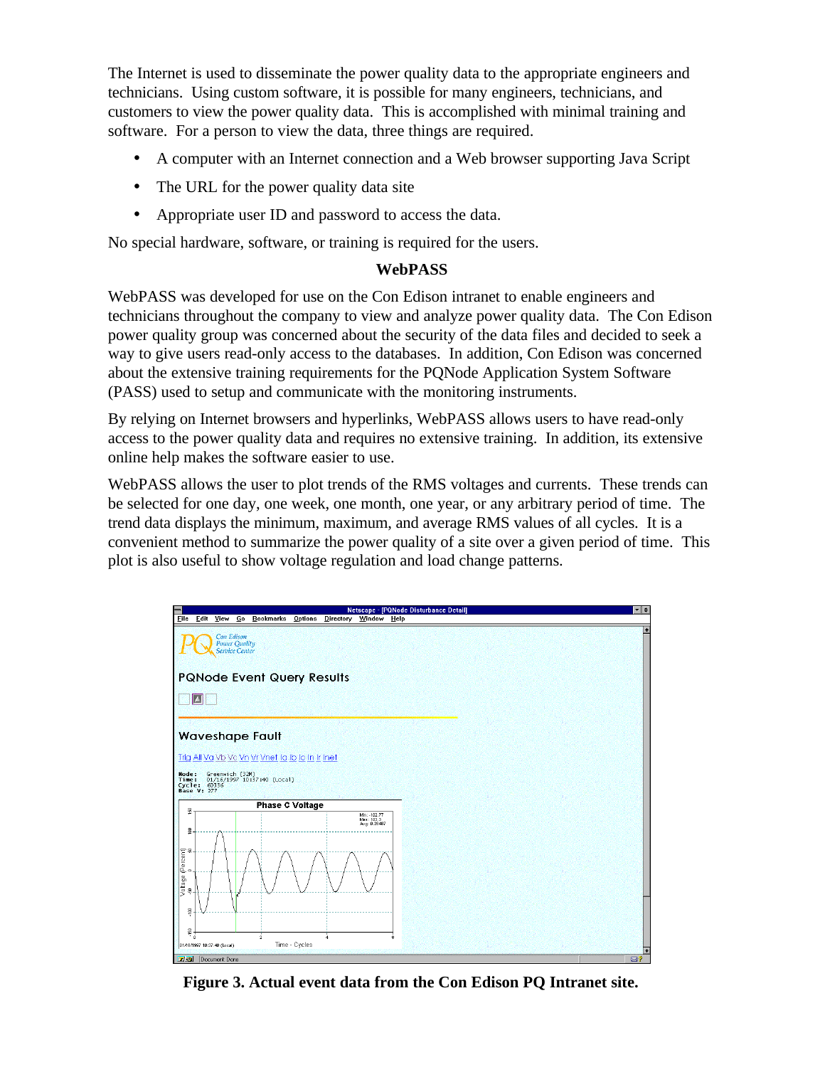The Internet is used to disseminate the power quality data to the appropriate engineers and technicians. Using custom software, it is possible for many engineers, technicians, and customers to view the power quality data. This is accomplished with minimal training and software. For a person to view the data, three things are required.

- A computer with an Internet connection and a Web browser supporting Java Script
- The URL for the power quality data site
- Appropriate user ID and password to access the data.

No special hardware, software, or training is required for the users.

## WebPASS

WebPASS was developed for use on the Con Edison intranet to enable engineers and technicians throughout the company to view and analyze power quality data. The Con Edison power quality group was concerned about the security of the data files and decided to seek a way to give users read-only access to the databases. In addition, Con Edison was concerned about the extensive training requirements for the PQNode Application System Software (PASS) used to setup and communicate with the monitoring instruments.

By relying on Internet browsers and hyperlinks, WebPASS allows users to have read-only access to the power quality data and requires no extensive training. In addition, its extensive online help makes the software easier to use.

WebPASS allows the user to plot trends of the RMS voltages and currents. These trends can be selected for one day, one week, one month, one year, or any arbitrary period of time. The trend data displays the minimum, maximum, and average RMS values of all cycles. It is a convenient method to summarize the power quality of a site over a given period of time. This plot is also useful to show voltage regulation and load change patterns.

**Figure 3. Actual event data from the Con Edison PQ Intranet site.**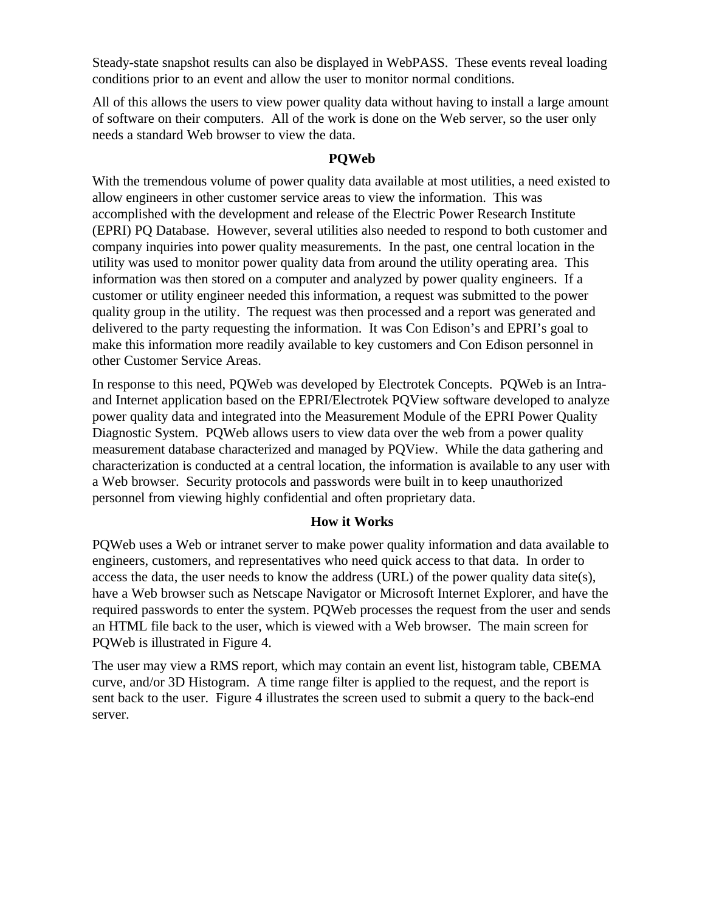Steady-state snapshot results can also be displayed in WebPASS. These events reveal loading conditions prior to an event and allow the user to monitor normal conditions.

All of this allows the users to view power quality data without having to install a large amount of software on their computers. All of the work is done on the Web server, so the user only needs a standard Web browser to view the data.

## PQWeb

With the tremendous volume of power quality data available at most utilities, a need existed to allow engineers in other customer service areas to view the information. This was accomplished with the development and release of the Electric Power Research Institute (EPRI) PQ Database. However, several utilities also needed to respond to both customer and company inquiries into power quality measurements. In the past, one central location in the utility was used to monitor power quality data from around the utility operating area. This information was then stored on a computer and analyzed by power quality engineers. If a customer or utility engineer needed this information, a request was submitted to the power quality group in the utility. The request was then processed and a report was generated and delivered to the party requesting the information. It was Con Edison's and EPRI's goal to make this information more readily available to key customers and Con Edison personnel in other Customer Service Areas.

In response to this need, PQWeb was developed by Electrotek Concepts. PQWeb is an Intra- and Internet application based on the EPRI/Electrotek PQView software developed to analyze power quality data and integrated into the Measurement Module of the EPRI Power Quality Diagnostic System. PQWeb allows users to view data over the web from a power quality measurement database characterized and managed by PQView. While the data gathering and characterization is conducted at a central location, the information is available to any user with a Web browser. Security protocols and passwords were built in to keep unauthorized personnel from viewing highly confidential and often proprietary data.

## How it Works

PQWeb uses a Web or intranet server to make power quality information and data available to engineers, customers, and representatives who need quick access to that data. In order to access the data, the user needs to know the address (URL) of the power quality data site(s), have a Web browser such as Netscape Navigator or Microsoft Internet Explorer, and have the required passwords to enter the system. PQWeb processes the request from the user and sends an HTML file back to the user, which is viewed with a Web browser. The main screen for PQWeb is illustrated in Figure 4.

The user may view a RMS report, which may contain an event list, histogram table, CBEMA curve, and/or 3D Histogram. A time range filter is applied to the request, and the report is sent back to the user. Figure 4 illustrates the screen used to submit a query to the back-end server.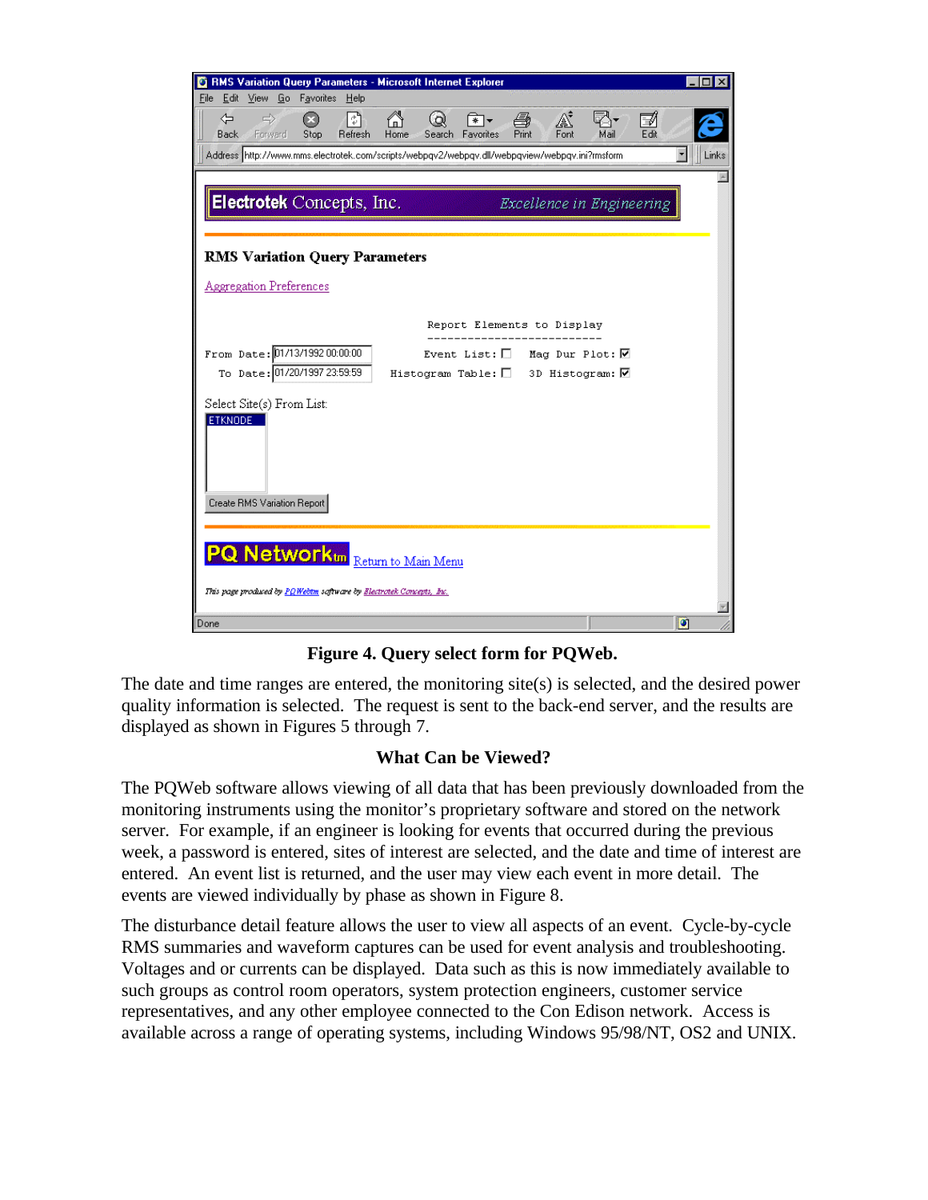**Figure 4. Query select form for PQWeb.**

The date and time ranges are entered, the monitoring site(s) is selected, and the desired power quality information is selected. The request is sent to the back-end server, and the results are displayed as shown in Figures 5 through 7.

### What Can be Viewed?

The PQWeb software allows viewing of all data that has been previously downloaded from the monitoring instruments using the monitor's proprietary software and stored on the network server. For example, if an engineer is looking for events that occurred during the previous week, a password is entered, sites of interest are selected, and the date and time of interest are entered. An event list is returned, and the user may view each event in more detail. The events are viewed individually by phase as shown in Figure 8.

The disturbance detail feature allows the user to view all aspects of an event. Cycle-by-cycle RMS summaries and waveform captures can be used for event analysis and troubleshooting. Voltages and or currents can be displayed. Data such as this is now immediately available to such groups as control room operators, system protection engineers, customer service representatives, and any other employee connected to the Con Edison network. Access is available across a range of operating systems, including Windows 95/98/NT, OS2 and UNIX.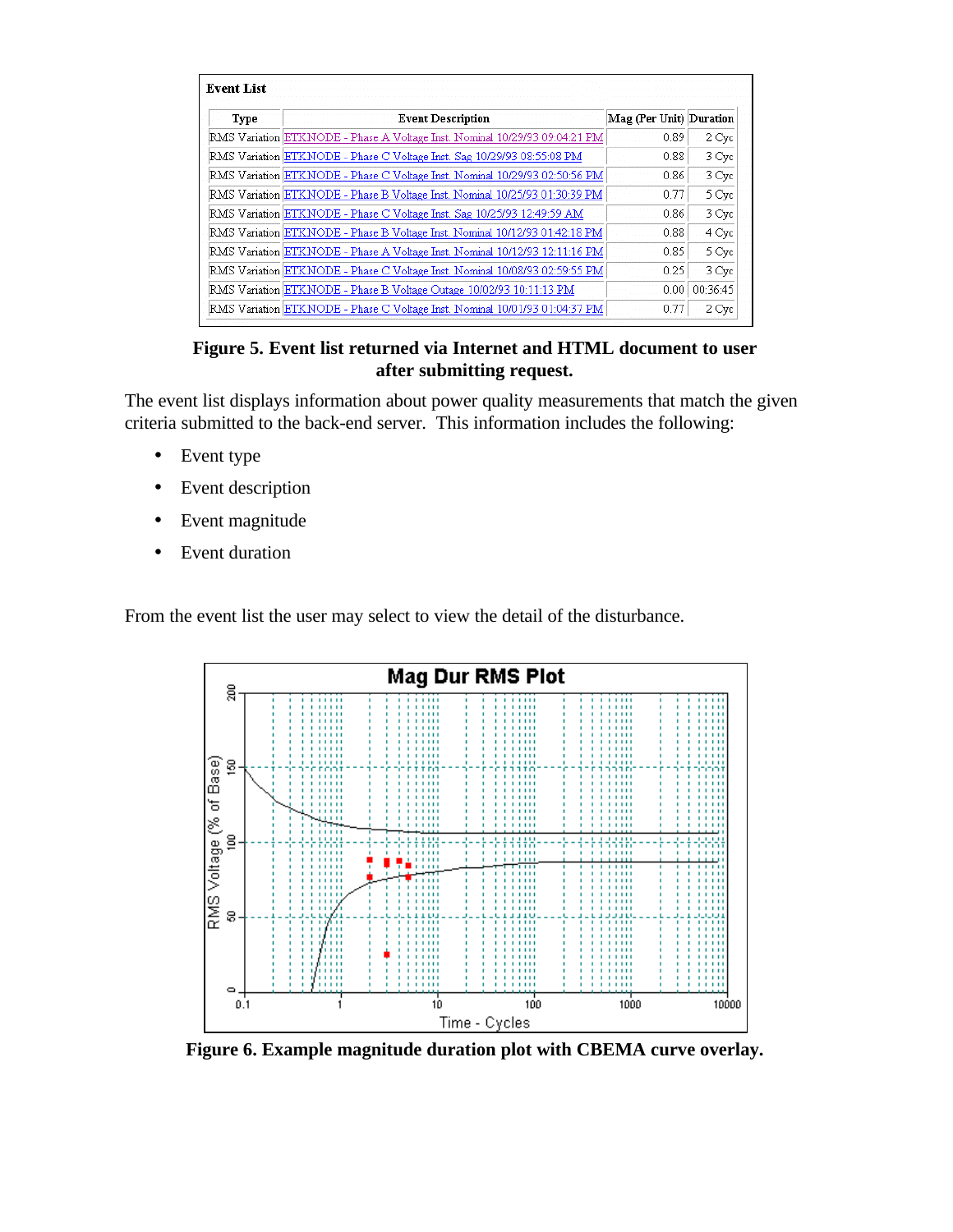**Event List**

| Type | Event Description | Mag (Per Unit) | Duration |
|---|---|---|---|
| RMS Variation | ETKNODE - Phase A Voltage Inst. Nominal 10/29/93 09:04:21 PM | 0.89 | 2 Cyc |
| RMS Variation | ETKNODE - Phase C Voltage Inst. Sag 10/29/93 08:55:08 PM | 0.88 | 3 Cyc |
| RMS Variation | ETKNODE - Phase C Voltage Inst. Nominal 10/29/93 02:50:56 PM | 0.86 | 3 Cyc |
| RMS Variation | ETKNODE - Phase B Voltage Inst. Nominal 10/25/93 01:30:39 PM | 0.77 | 5 Cyc |
| RMS Variation | ETKNODE - Phase C Voltage Inst. Sag 10/25/93 12:49:59 AM | 0.86 | 3 Cyc |
| RMS Variation | ETKNODE - Phase B Voltage Inst. Nominal 10/12/93 01:42:18 PM | 0.88 | 4 Cyc |
| RMS Variation | ETKNODE - Phase A Voltage Inst. Nominal 10/12/93 12:11:16 PM | 0.85 | 5 Cyc |
| RMS Variation | ETKNODE - Phase C Voltage Inst. Nominal 10/08/93 02:59:55 PM | 0.25 | 3 Cyc |
| RMS Variation | ETKNODE - Phase B Voltage Outage 10/02/93 10:11:13 PM | 0.00 | 00:36:45 |
| RMS Variation | ETKNODE - Phase C Voltage Inst. Nominal 10/01/93 01:04:37 PM | 0.77 | 2 Cyc |

**Figure 5. Event list returned via Internet and HTML document to user after submitting request.**

The event list displays information about power quality measurements that match the given criteria submitted to the back-end server. This information includes the following:

- Event type
- Event description
- Event magnitude
- Event duration

From the event list the user may select to view the detail of the disturbance.

**Figure 6. Example magnitude duration plot with CBEMA curve overlay.**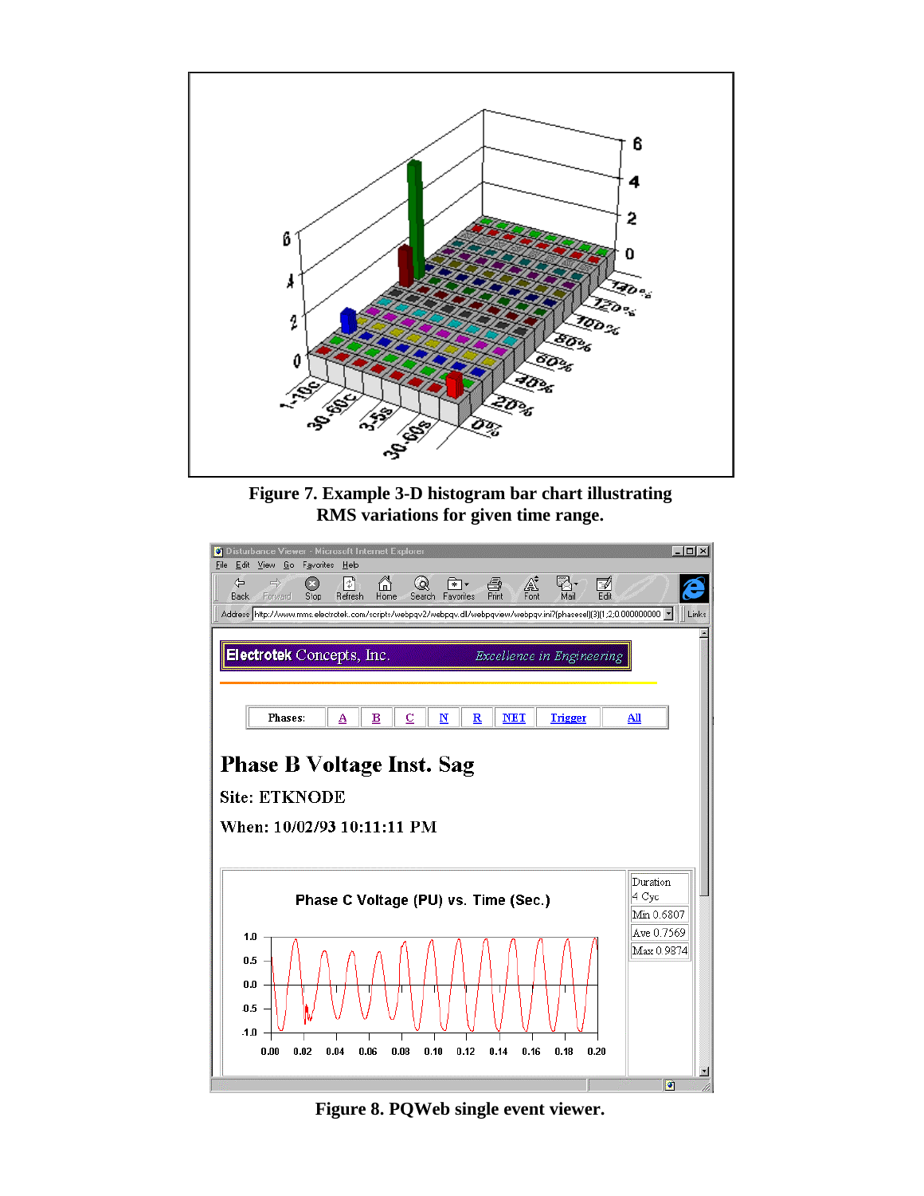**Figure 7. Example 3-D histogram bar chart illustrating RMS variations for given time range.**

**Figure 8. PQWeb single event viewer.**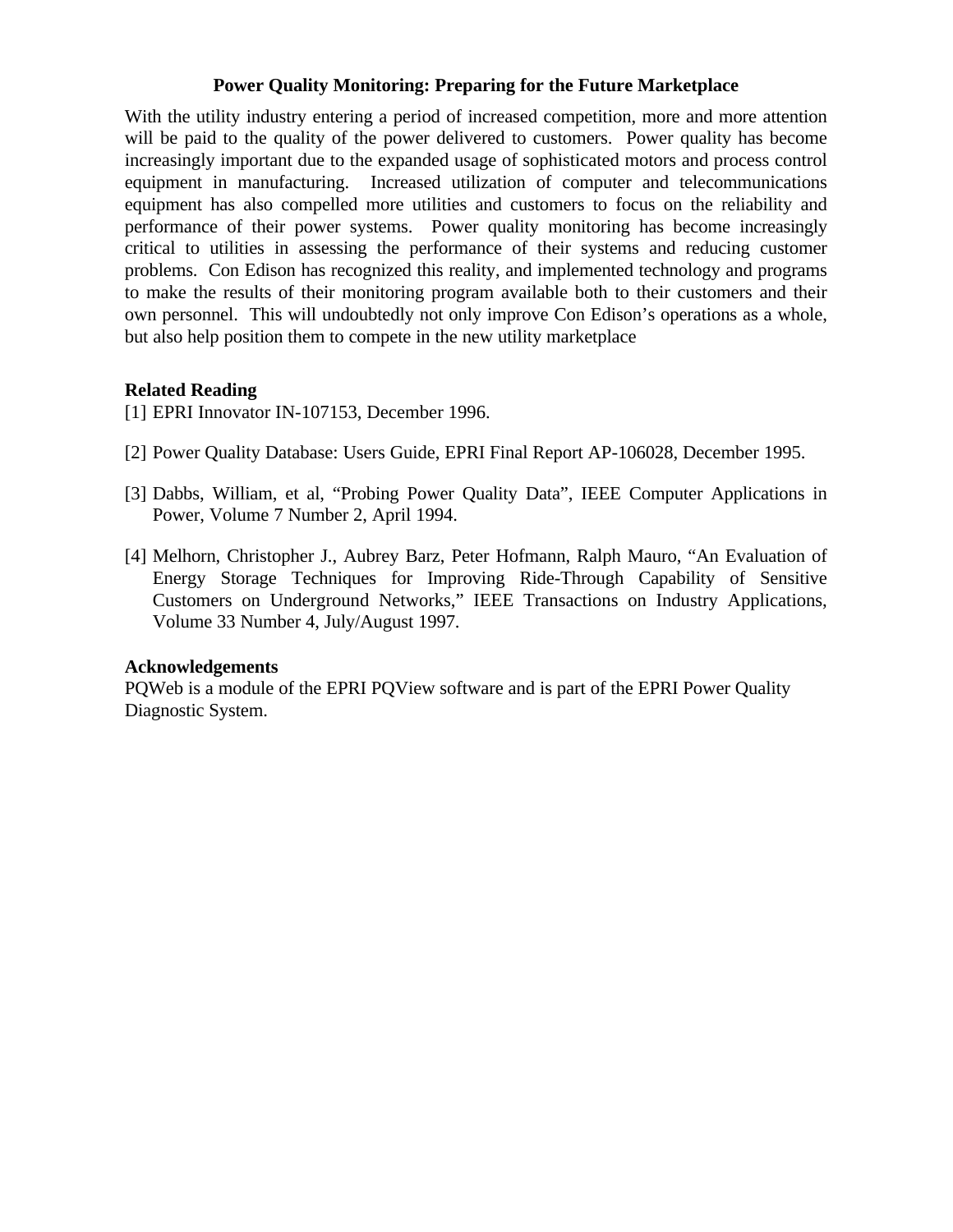## Power Quality Monitoring: Preparing for the Future Marketplace

With the utility industry entering a period of increased competition, more and more attention will be paid to the quality of the power delivered to customers. Power quality has become increasingly important due to the expanded usage of sophisticated motors and process control equipment in manufacturing. Increased utilization of computer and telecommunications equipment has also compelled more utilities and customers to focus on the reliability and performance of their power systems. Power quality monitoring has become increasingly critical to utilities in assessing the performance of their systems and reducing customer problems. Con Edison has recognized this reality, and implemented technology and programs to make the results of their monitoring program available both to their customers and their own personnel. This will undoubtedly not only improve Con Edison's operations as a whole, but also help position them to compete in the new utility marketplace

### Related Reading

[1] EPRI Innovator IN-107153, December 1996.

[2] Power Quality Database: Users Guide, EPRI Final Report AP-106028, December 1995.

[3] Dabbs, William, et al, "Probing Power Quality Data", IEEE Computer Applications in Power, Volume 7 Number 2, April 1994.

[4] Melhorn, Christopher J., Aubrey Barz, Peter Hofmann, Ralph Mauro, "An Evaluation of Energy Storage Techniques for Improving Ride-Through Capability of Sensitive Customers on Underground Networks," IEEE Transactions on Industry Applications, Volume 33 Number 4, July/August 1997.

### Acknowledgements

PQWeb is a module of the EPRI PQView software and is part of the EPRI Power Quality Diagnostic System.